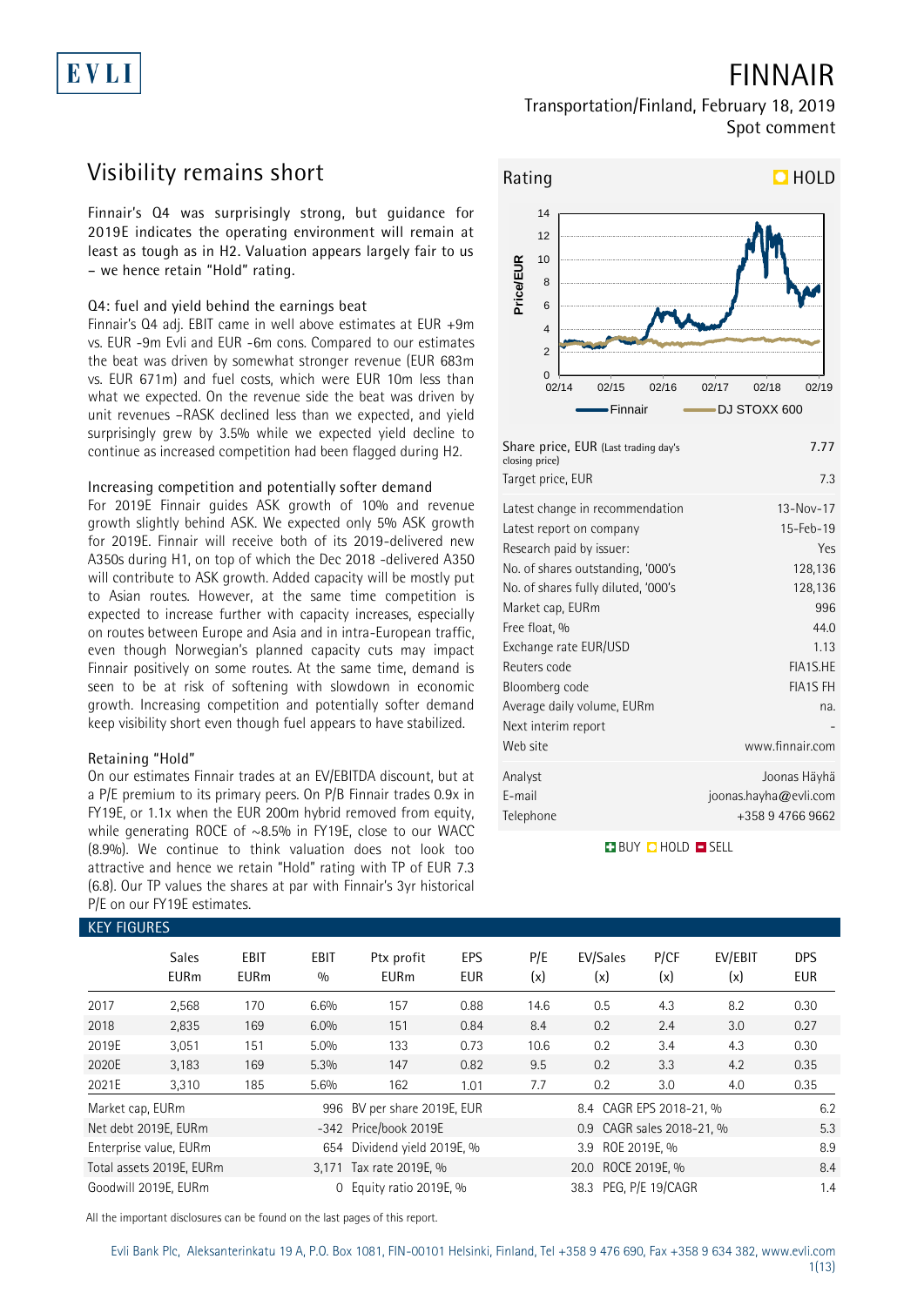# FINNAIR

Transportation/Finland, February 18, 2019
Spot comment

## Visibility remains short

Finnair's Q4 was surprisingly strong, but guidance for 2019E indicates the operating environment will remain at least as tough as in H2. Valuation appears largely fair to us – we hence retain "Hold" rating.

### Q4: fuel and yield behind the earnings beat

Finnair's Q4 adj. EBIT came in well above estimates at EUR +9m vs. EUR -9m Evli and EUR -6m cons. Compared to our estimates the beat was driven by somewhat stronger revenue (EUR 683m vs. EUR 671m) and fuel costs, which were EUR 10m less than what we expected. On the revenue side the beat was driven by unit revenues –RASK declined less than we expected, and yield surprisingly grew by 3.5% while we expected yield decline to continue as increased competition had been flagged during H2.

### Increasing competition and potentially softer demand

For 2019E Finnair guides ASK growth of 10% and revenue growth slightly behind ASK. We expected only 5% ASK growth for 2019E. Finnair will receive both of its 2019-delivered new A350s during H1, on top of which the Dec 2018 -delivered A350 will contribute to ASK growth. Added capacity will be mostly put to Asian routes. However, at the same time competition is expected to increase further with capacity increases, especially on routes between Europe and Asia and in intra-European traffic, even though Norwegian's planned capacity cuts may impact Finnair positively on some routes. At the same time, demand is seen to be at risk of softening with slowdown in economic growth. Increasing competition and potentially softer demand keep visibility short even though fuel appears to have stabilized.

### Retaining "Hold"

On our estimates Finnair trades at an EV/EBITDA discount, but at a P/E premium to its primary peers. On P/B Finnair trades 0.9x in FY19E, or 1.1x when the EUR 200m hybrid removed from equity, while generating ROCE of ~8.5% in FY19E, close to our WACC (8.9%). We continue to think valuation does not look too attractive and hence we retain "Hold" rating with TP of EUR 7.3 (6.8). Our TP values the shares at par with Finnair's 3yr historical P/E on our FY19E estimates.

**Rating: HOLD**

| | |
|---|---|
| Share price, EUR (Last trading day's closing price) | 7.77 |
| Target price, EUR | 7.3 |
| Latest change in recommendation | 13-Nov-17 |
| Latest report on company | 15-Feb-19 |
| Research paid by issuer: | Yes |
| No. of shares outstanding, '000's | 128,136 |
| No. of shares fully diluted, '000's | 128,136 |
| Market cap, EURm | 996 |
| Free float, % | 44.0 |
| Exchange rate EUR/USD | 1.13 |
| Reuters code | FIA1S.HE |
| Bloomberg code | FIA1S FH |
| Average daily volume, EURm | na. |
| Next interim report | - |
| Web site | www.finnair.com |
| Analyst | Joonas Häyhä |
| E-mail | joonas.hayha@evli.com |
| Telephone | +358 9 4766 9662 |

BUY / HOLD / SELL

### KEY FIGURES

| | Sales EURm | EBIT EURm | EBIT % | Ptx profit EURm | EPS EUR | P/E (x) | EV/Sales (x) | P/CF (x) | EV/EBIT (x) | DPS EUR |
|---|---|---|---|---|---|---|---|---|---|---|
| 2017 | 2,568 | 170 | 6.6% | 157 | 0.88 | 14.6 | 0.5 | 4.3 | 8.2 | 0.30 |
| 2018 | 2,835 | 169 | 6.0% | 151 | 0.84 | 8.4 | 0.2 | 2.4 | 3.0 | 0.27 |
| 2019E | 3,051 | 151 | 5.0% | 133 | 0.73 | 10.6 | 0.2 | 3.4 | 4.3 | 0.30 |
| 2020E | 3,183 | 169 | 5.3% | 147 | 0.82 | 9.5 | 0.2 | 3.3 | 4.2 | 0.35 |
| 2021E | 3,310 | 185 | 5.6% | 162 | 1.01 | 7.7 | 0.2 | 3.0 | 4.0 | 0.35 |

| | | | | | |
|---|---|---|---|---|---|
| Market cap, EURm | 996 | BV per share 2019E, EUR | 8.4 | CAGR EPS 2018-21, % | 6.2 |
| Net debt 2019E, EURm | -342 | Price/book 2019E | 0.9 | CAGR sales 2018-21, % | 5.3 |
| Enterprise value, EURm | 654 | Dividend yield 2019E, % | 3.9 | ROE 2019E, % | 8.9 |
| Total assets 2019E, EURm | 3,171 | Tax rate 2019E, % | 20.0 | ROCE 2019E, % | 8.4 |
| Goodwill 2019E, EURm | 0 | Equity ratio 2019E, % | 38.3 | PEG, P/E 19/CAGR | 1.4 |

All the important disclosures can be found on the last pages of this report.

Evli Bank Plc, Aleksanterinkatu 19 A, P.O. Box 1081, FIN-00101 Helsinki, Finland, Tel +358 9 476 690, Fax +358 9 634 382, www.evli.com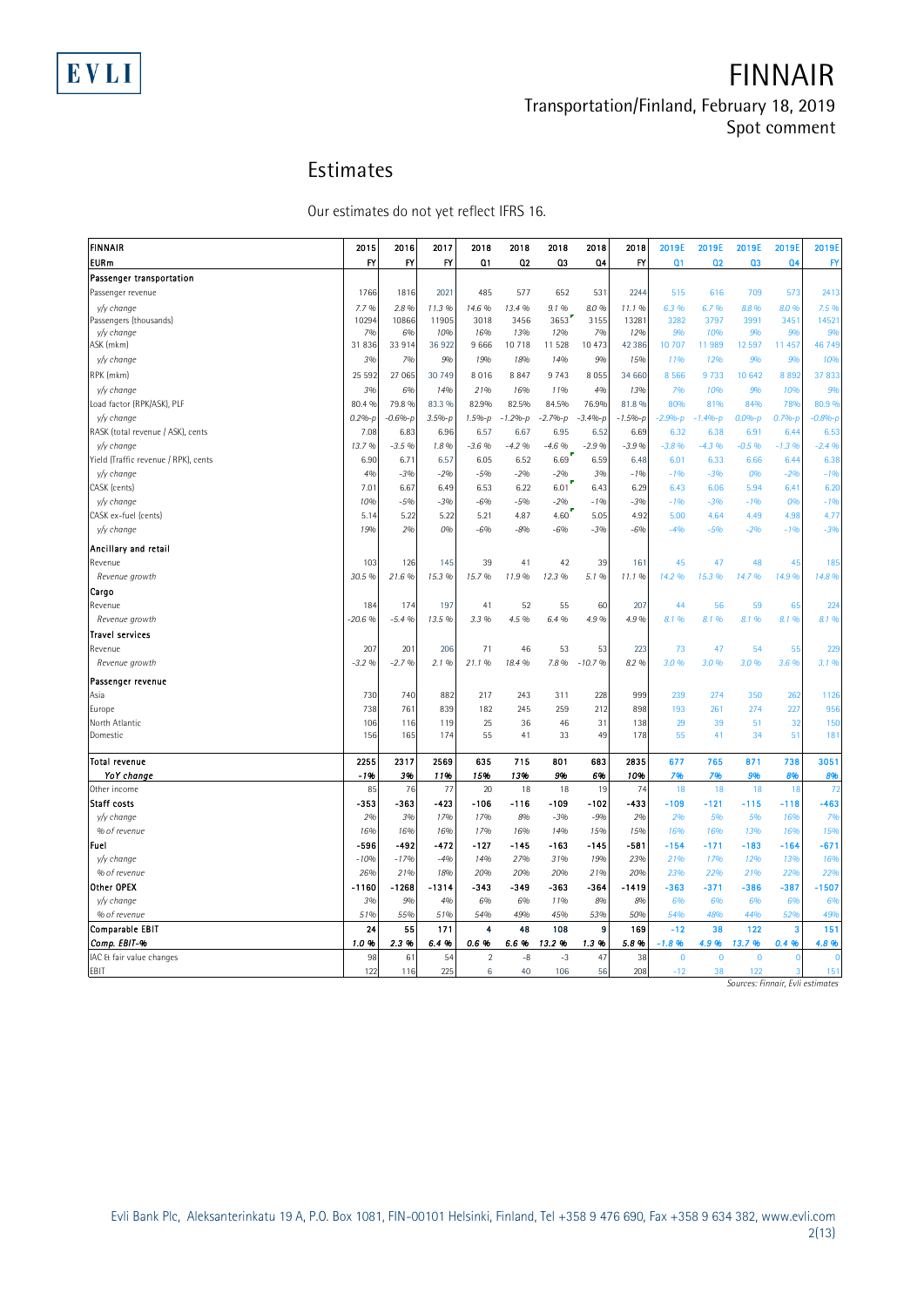## Estimates

Our estimates do not yet reflect IFRS 16.

| FINNAIR | 2015 | 2016 | 2017 | 2018 | 2018 | 2018 | 2018 | 2018 | 2019E | 2019E | 2019E | 2019E | 2019E |
|---|---|---|---|---|---|---|---|---|---|---|---|---|---|
| EURm | FY | FY | FY | Q1 | Q2 | Q3 | Q4 | FY | Q1 | Q2 | Q3 | Q4 | FY |
| **Passenger transportation** | | | | | | | | | | | | | |
| Passenger revenue | 1766 | 1816 | 2021 | 485 | 577 | 652 | 531 | 2244 | 515 | 616 | 709 | 573 | 2413 |
| *y/y change* | 7.7 % | 2.8 % | 11.3 % | 14.6 % | 13.4 % | 9.1 % | 8.0 % | 11.1 % | 6.3 % | 6.7 % | 8.8 % | 8.0 % | 7.5 % |
| Passengers (thousands) | 10294 | 10866 | 11905 | 3018 | 3456 | 3653 | 3155 | 13281 | 3282 | 3797 | 3991 | 3451 | 14521 |
| *y/y change* | 7% | 6% | 10% | 16% | 13% | 12% | 7% | 12% | 9% | 10% | 9% | 9% | 9% |
| ASK (mkm) | 31 836 | 33 914 | 36 922 | 9 666 | 10 718 | 11 528 | 10 473 | 42 386 | 10 707 | 11 989 | 12 597 | 11 457 | 46 749 |
| *y/y change* | 3% | 7% | 9% | 19% | 18% | 14% | 9% | 15% | 11% | 12% | 9% | 9% | 10% |
| RPK (mkm) | 25 592 | 27 065 | 30 749 | 8 016 | 8 847 | 9 743 | 8 055 | 34 660 | 8 566 | 9 733 | 10 642 | 8 892 | 37 833 |
| *y/y change* | 3% | 6% | 14% | 21% | 16% | 11% | 4% | 13% | 7% | 10% | 9% | 10% | 9% |
| Load factor (RPK/ASK), PLF | 80.4 % | 79.8 % | 83.3 % | 82.9% | 82.5% | 84.5% | 76.9% | 81.8 % | 80% | 81% | 84% | 78% | 80.9 % |
| *y/y change* | 0.2%-p | -0.6%-p | 3.5%-p | 1.5%-p | -1.2%-p | -2.7%-p | -3.4%-p | -1.5%-p | -2.9%-p | -1.4%-p | 0.0%-p | 0.7%-p | -0.8%-p |
| RASK (total revenue / ASK), cents | 7.08 | 6.83 | 6.96 | 6.57 | 6.67 | 6.95 | 6.52 | 6.69 | 6.32 | 6.38 | 6.91 | 6.44 | 6.53 |
| *y/y change* | 13.7 % | -3.5 % | 1.8 % | -3.6 % | -4.2 % | -4.6 % | -2.9 % | -3.9 % | -3.8 % | -4.3 % | -0.5 % | -1.3 % | -2.4 % |
| Yield (Traffic revenue / RPK), cents | 6.90 | 6.71 | 6.57 | 6.05 | 6.52 | 6.69 | 6.59 | 6.48 | 6.01 | 6.33 | 6.66 | 6.44 | 6.38 |
| *y/y change* | 4% | -3% | -2% | -5% | -2% | -2% | 3% | -1% | -1% | -3% | 0% | -2% | -1% |
| CASK (cents) | 7.01 | 6.67 | 6.49 | 6.53 | 6.22 | 6.01 | 6.43 | 6.29 | 6.43 | 6.06 | 5.94 | 6.41 | 6.20 |
| *y/y change* | 10% | -5% | -3% | -6% | -5% | -2% | -1% | -3% | -1% | -3% | -1% | 0% | -1% |
| CASK ex-fuel (cents) | 5.14 | 5.22 | 5.22 | 5.21 | 4.87 | 4.60 | 5.05 | 4.92 | 5.00 | 4.64 | 4.49 | 4.98 | 4.77 |
| *y/y change* | 19% | 2% | 0% | -6% | -8% | -6% | -3% | -6% | -4% | -5% | -2% | -1% | -3% |
| **Ancillary and retail** | | | | | | | | | | | | | |
| Revenue | 103 | 126 | 145 | 39 | 41 | 42 | 39 | 161 | 45 | 47 | 48 | 45 | 185 |
| *Revenue growth* | 30.5 % | 21.6 % | 15.3 % | 15.7 % | 11.9 % | 12.3 % | 5.1 % | 11.1 % | 14.2 % | 15.3 % | 14.7 % | 14.9 % | 14.8 % |
| **Cargo** | | | | | | | | | | | | | |
| Revenue | 184 | 174 | 197 | 41 | 52 | 55 | 60 | 207 | 44 | 56 | 59 | 65 | 224 |
| *Revenue growth* | -20.6 % | -5.4 % | 13.5 % | 3.3 % | 4.5 % | 6.4 % | 4.9 % | 4.9 % | 8.1 % | 8.1 % | 8.1 % | 8.1 % | 8.1 % |
| **Travel services** | | | | | | | | | | | | | |
| Revenue | 207 | 201 | 206 | 71 | 46 | 53 | 53 | 223 | 73 | 47 | 54 | 55 | 229 |
| *Revenue growth* | -3.2 % | -2.7 % | 2.1 % | 21.1 % | 18.4 % | 7.8 % | -10.7 % | 8.2 % | 3.0 % | 3.0 % | 3.0 % | 3.6 % | 3.1 % |
| **Passenger revenue** | | | | | | | | | | | | | |
| Asia | 730 | 740 | 882 | 217 | 243 | 311 | 228 | 999 | 239 | 274 | 350 | 262 | 1126 |
| Europe | 738 | 761 | 839 | 182 | 245 | 259 | 212 | 898 | 193 | 261 | 274 | 227 | 956 |
| North Atlantic | 106 | 116 | 119 | 25 | 36 | 46 | 31 | 138 | 29 | 39 | 51 | 32 | 150 |
| Domestic | 156 | 165 | 174 | 55 | 41 | 33 | 49 | 178 | 55 | 41 | 34 | 51 | 181 |
| **Total revenue** | **2255** | **2317** | **2569** | **635** | **715** | **801** | **683** | **2835** | **677** | **765** | **871** | **738** | **3051** |
| ***YoY change*** | ***-1%*** | ***3%*** | ***11%*** | ***15%*** | ***13%*** | ***9%*** | ***6%*** | ***10%*** | ***7%*** | ***7%*** | ***9%*** | ***8%*** | ***8%*** |
| Other income | 85 | 76 | 77 | 20 | 18 | 18 | 19 | 74 | 18 | 18 | 18 | 18 | 72 |
| **Staff costs** | **-353** | **-363** | **-423** | **-106** | **-116** | **-109** | **-102** | **-433** | **-109** | **-121** | **-115** | **-118** | **-463** |
| *y/y change* | 2% | 3% | 17% | 17% | 8% | -3% | -9% | 2% | 2% | 5% | 5% | 16% | 7% |
| *% of revenue* | 16% | 16% | 16% | 17% | 16% | 14% | 15% | 15% | 16% | 16% | 13% | 16% | 15% |
| **Fuel** | **-596** | **-492** | **-472** | **-127** | **-145** | **-163** | **-145** | **-581** | **-154** | **-171** | **-183** | **-164** | **-671** |
| *y/y change* | -10% | -17% | -4% | 14% | 27% | 31% | 19% | 23% | 21% | 17% | 12% | 13% | 16% |
| *% of revenue* | 26% | 21% | 18% | 20% | 20% | 20% | 21% | 20% | 23% | 22% | 21% | 22% | 22% |
| **Other OPEX** | **-1160** | **-1268** | **-1314** | **-343** | **-349** | **-363** | **-364** | **-1419** | **-363** | **-371** | **-386** | **-387** | **-1507** |
| *y/y change* | 3% | 9% | 4% | 6% | 6% | 11% | 8% | 8% | 6% | 6% | 6% | 6% | 6% |
| *% of revenue* | 51% | 55% | 51% | 54% | 49% | 45% | 53% | 50% | 54% | 48% | 44% | 52% | 49% |
| **Comparable EBIT** | **24** | **55** | **171** | **4** | **48** | **108** | **9** | **169** | **-12** | **38** | **122** | **3** | **151** |
| ***Comp. EBIT-%*** | ***1.0 %*** | ***2.3 %*** | ***6.4 %*** | ***0.6 %*** | ***6.6 %*** | ***13.2 %*** | ***1.3 %*** | ***5.8 %*** | ***-1.8 %*** | ***4.9 %*** | ***13.7 %*** | ***0.4 %*** | ***4.8 %*** |
| IAC & fair value changes | 98 | 61 | 54 | 2 | -8 | -3 | 47 | 38 | 0 | 0 | 0 | 0 | 0 |
| EBIT | 122 | 116 | 225 | 6 | 40 | 106 | 56 | 208 | -12 | 38 | 122 | 3 | 151 |

Sources: Finnair, Evli estimates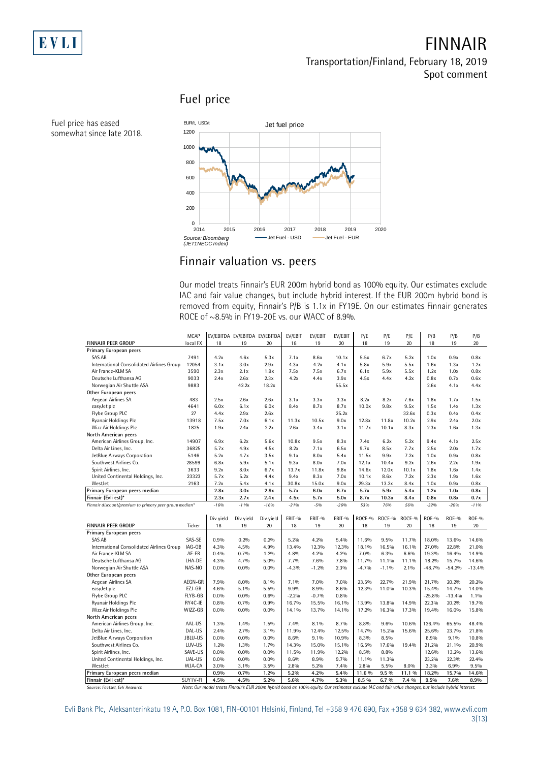## Fuel price

Fuel price has eased somewhat since late 2018.

Jet fuel price

EUR/t, USD/t

Source: Bloomberg (JET1NECC Index)

Jet Fuel - USD — Jet Fuel - EUR

## Finnair valuation vs. peers

Our model treats Finnair's EUR 200m hybrid bond as 100% equity. Our estimates exclude IAC and fair value changes, but include hybrid interest. If the EUR 200m hybrid bond is removed from equity, Finnair's P/B is 1.1x in FY19E. On our estimates Finnair generates ROCE of ~8.5% in FY19-20E vs. our WACC of 8.9%.

| FINNAIR PEER GROUP | MCAP local FX | EV/EBITDA 18 | EV/EBITDA 19 | EV/EBITDA 20 | EV/EBIT 18 | EV/EBIT 19 | EV/EBIT 20 | P/E 18 | P/E 19 | P/E 20 | P/B 18 | P/B 19 | P/B 20 |
|---|---|---|---|---|---|---|---|---|---|---|---|---|---|
| **Primary European peers** | | | | | | | | | | | | | |
| SAS AB | 7491 | 4.2x | 4.6x | 5.3x | 7.1x | 8.6x | 10.1x | 5.5x | 6.7x | 5.2x | 1.0x | 0.9x | 0.8x |
| International Consolidated Airlines Group | 12054 | 3.1x | 3.0x | 2.9x | 4.3x | 4.2x | 4.1x | 5.8x | 5.9x | 5.5x | 1.6x | 1.3x | 1.2x |
| Air France-KLM SA | 3590 | 2.3x | 2.1x | 1.9x | 7.5x | 7.5x | 6.7x | 6.1x | 5.9x | 5.5x | 1.2x | 1.0x | 0.8x |
| Deutsche Lufthansa AG | 9033 | 2.4x | 2.6x | 2.3x | 4.2x | 4.4x | 3.9x | 4.5x | 4.4x | 4.2x | 0.8x | 0.7x | 0.6x |
| Norwegian Air Shuttle ASA | 9883 | | 42.2x | 18.2x | | | 55.5x | | | | 2.6x | 4.1x | 4.4x |
| **Other European peers** | | | | | | | | | | | | | |
| Aegean Airlines SA | 483 | 2.5x | 2.6x | 2.6x | 3.1x | 3.3x | 3.3x | 8.2x | 8.2x | 7.6x | 1.8x | 1.7x | 1.5x |
| easyJet plc | 4641 | 6.0x | 6.1x | 6.0x | 8.4x | 8.7x | 8.7x | 10.0x | 9.8x | 9.5x | 1.5x | 1.4x | 1.3x |
| Flybe Group PLC | 27 | 4.4x | 2.9x | 2.6x | | | 25.2x | | | 32.6x | 0.3x | 0.4x | 0.4x |
| Ryanair Holdings Plc | 13918 | 7.5x | 7.0x | 6.1x | 11.3x | 10.5x | 9.0x | 12.8x | 11.8x | 10.2x | 2.9x | 2.4x | 2.0x |
| Wizz Air Holdings Plc | 1825 | 1.9x | 2.4x | 2.2x | 2.6x | 3.4x | 3.1x | 11.7x | 10.1x | 8.3x | 2.3x | 1.6x | 1.3x |
| **North American peers** | | | | | | | | | | | | | |
| American Airlines Group, Inc. | 14907 | 6.9x | 6.2x | 5.6x | 10.8x | 9.5x | 8.3x | 7.4x | 6.2x | 5.2x | 9.4x | 4.1x | 2.5x |
| Delta Air Lines, Inc. | 36825 | 5.7x | 4.9x | 4.5x | 8.2x | 7.1x | 6.5x | 9.7x | 8.5x | 7.7x | 2.5x | 2.0x | 1.7x |
| JetBlue Airways Corporation | 5146 | 5.2x | 4.7x | 3.5x | 9.1x | 8.0x | 5.4x | 11.5x | 9.9x | 7.2x | 1.0x | 0.9x | 0.8x |
| Southwest Airlines Co. | 28599 | 6.8x | 5.9x | 5.1x | 9.3x | 8.0x | 7.0x | 12.1x | 10.4x | 9.2x | 2.6x | 2.2x | 1.9x |
| Spirit Airlines, Inc. | 3633 | 9.2x | 8.0x | 6.7x | 13.7x | 11.8x | 9.8x | 14.6x | 12.0x | 10.1x | 1.8x | 1.6x | 1.4x |
| United Continental Holdings, Inc. | 23323 | 5.7x | 5.2x | 4.4x | 9.4x | 8.3x | 7.0x | 10.1x | 8.6x | 7.2x | 2.3x | 1.9x | 1.6x |
| WestJet | 2163 | 7.2x | 5.4x | 4.1x | 30.8x | 15.0x | 9.0x | 29.3x | 13.2x | 8.4x | 1.0x | 0.9x | 0.8x |
| **Primary European peers median** | | 2.8x | 3.0x | 2.9x | 5.7x | 6.0x | 6.7x | 5.7x | 5.9x | 5.4x | 1.2x | 1.0x | 0.8x |
| **Finnair (Evli est)*** | | 2.3x | 2.7x | 2.4x | 4.5x | 5.7x | 5.0x | 8.7x | 10.3x | 8.4x | 0.8x | 0.8x | 0.7x |
| *Finnair discount/premium to primary peer group median** | | -16% | -11% | -16% | -21% | -5% | -26% | 53% | 76% | 56% | -32% | -20% | -11% |

| FINNAIR PEER GROUP | Ticker | Div yield 18 | Div yield 19 | Div yield 20 | EBIT-% 18 | EBIT-% 19 | EBIT-% 20 | ROCE-% 18 | ROCE-% 19 | ROCE-% 20 | ROE-% 18 | ROE-% 19 | ROE-% 20 |
|---|---|---|---|---|---|---|---|---|---|---|---|---|---|
| **Primary European peers** | | | | | | | | | | | | | |
| SAS AB | SAS-SE | 0.9% | 0.2% | 0.2% | 5.2% | 4.2% | 5.4% | 11.6% | 9.5% | 11.7% | 18.0% | 13.6% | 14.6% |
| International Consolidated Airlines Group | IAG-GB | 4.3% | 4.5% | 4.9% | 13.4% | 12.3% | 12.3% | 18.1% | 16.5% | 16.1% | 27.0% | 22.8% | 21.0% |
| Air France-KLM SA | AF-FR | 0.4% | 0.7% | 1.2% | 4.8% | 4.2% | 4.2% | 7.0% | 6.3% | 6.6% | 19.3% | 16.4% | 14.9% |
| Deutsche Lufthansa AG | LHA-DE | 4.3% | 4.7% | 5.0% | 7.7% | 7.6% | 7.8% | 11.7% | 11.1% | 11.1% | 18.2% | 15.7% | 14.6% |
| Norwegian Air Shuttle ASA | NAS-NO | 0.0% | 0.0% | 0.0% | -4.3% | -1.2% | 2.3% | -4.7% | -1.1% | 2.1% | -48.7% | -54.2% | -13.4% |
| **Other European peers** | | | | | | | | | | | | | |
| Aegean Airlines SA | AEGN-GR | 7.9% | 8.0% | 8.1% | 7.1% | 7.0% | 7.0% | 23.5% | 22.7% | 21.9% | 21.7% | 20.2% | 20.2% |
| easyJet plc | EZJ-GB | 4.6% | 5.1% | 5.5% | 9.9% | 8.9% | 8.6% | 12.3% | 11.0% | 10.3% | 15.4% | 14.7% | 14.0% |
| Flybe Group PLC | FLYB-GB | 0.0% | 0.0% | 0.6% | -2.2% | -0.7% | 0.8% | | | | -25.8% | -13.4% | 1.1% |
| Ryanair Holdings Plc | RY4C-IE | 0.8% | 0.7% | 0.9% | 16.7% | 15.5% | 16.1% | 13.9% | 13.8% | 14.9% | 22.3% | 20.2% | 19.7% |
| Wizz Air Holdings Plc | WIZZ-GB | 0.0% | 0.0% | 0.0% | 14.1% | 13.7% | 14.1% | 17.2% | 16.3% | 17.3% | 19.4% | 16.0% | 15.8% |
| **North American peers** | | | | | | | | | | | | | |
| American Airlines Group, Inc. | AAL-US | 1.3% | 1.4% | 1.5% | 7.4% | 8.1% | 8.7% | 8.8% | 9.6% | 10.6% | 126.4% | 65.5% | 48.4% |
| Delta Air Lines, Inc. | DAL-US | 2.4% | 2.7% | 3.1% | 11.9% | 12.4% | 12.5% | 14.7% | 15.2% | 15.6% | 25.6% | 23.7% | 21.8% |
| JetBlue Airways Corporation | JBLU-US | 0.0% | 0.0% | 0.0% | 8.6% | 9.1% | 10.9% | 8.3% | 8.5% | | 8.9% | 9.1% | 10.8% |
| Southwest Airlines Co. | LUV-US | 1.2% | 1.3% | 1.7% | 14.3% | 15.0% | 15.1% | 16.5% | 17.6% | 19.4% | 21.2% | 21.1% | 20.9% |
| Spirit Airlines, Inc. | SAVE-US | 0.0% | 0.0% | 0.0% | 11.5% | 11.9% | 12.2% | 8.5% | 8.8% | | 12.6% | 13.2% | 13.6% |
| United Continental Holdings, Inc. | UAL-US | 0.0% | 0.0% | 0.0% | 8.6% | 8.9% | 9.7% | 11.1% | 11.3% | | 23.2% | 22.3% | 22.4% |
| WestJet | WJA-CA | 3.0% | 3.1% | 3.5% | 2.8% | 5.2% | 7.4% | 2.8% | 5.5% | 8.0% | 3.3% | 6.9% | 9.5% |
| **Primary European peers median** | | 0.9% | 0.7% | 1.2% | 5.2% | 4.2% | 5.4% | 11.6 % | 9.5 % | 11.1 % | 18.2% | 15.7% | 14.6% |
| **Finnair (Evli est)*** | SUY1V-FI | 4.5% | 4.5% | 5.2% | 5.6% | 4.7% | 5.3% | 8.5 % | 6.7 % | 7.4 % | 9.5% | 7.6% | 8.9% |

*Source: Factset, Evli Research*

*Note: Our model treats Finnair's EUR 200m hybrid bond as 100% equity. Our estimates exclude IAC and fair value changes, but include hybrid interest.*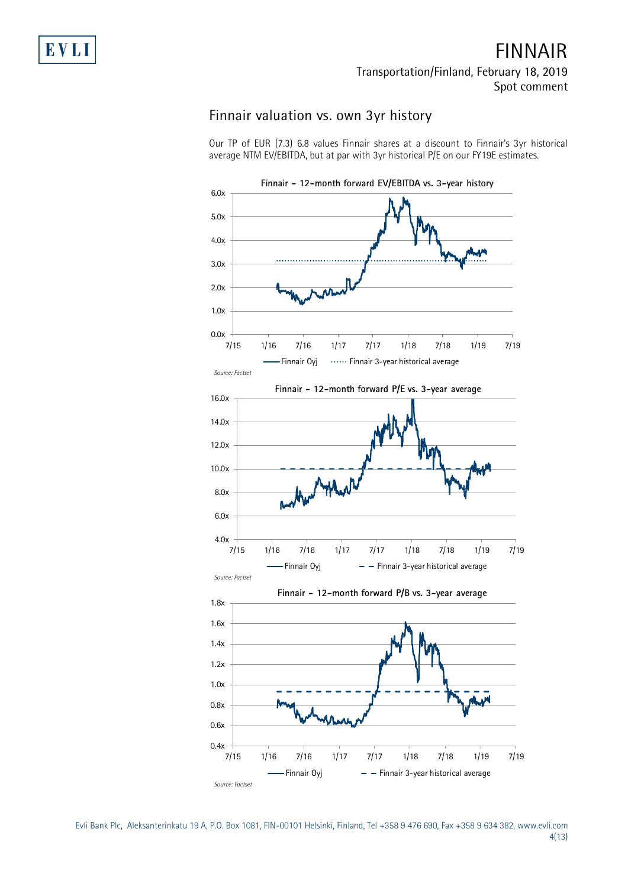## Finnair valuation vs. own 3yr history

Our TP of EUR (7.3) 6.8 values Finnair shares at a discount to Finnair's 3yr historical average NTM EV/EBITDA, but at par with 3yr historical P/E on our FY19E estimates.

**Finnair - 12-month forward EV/EBITDA vs. 3-year history**

Finnair Oyj ····· Finnair 3-year historical average

*Source: Factset*

**Finnair - 12-month forward P/E vs. 3-year average**

Finnair Oyj – – Finnair 3-year historical average

*Source: Factset*

**Finnair - 12-month forward P/B vs. 3-year average**

Finnair Oyj – – Finnair 3-year historical average

*Source: Factset*

Evli Bank Plc, Aleksanterinkatu 19 A, P.O. Box 1081, FIN-00101 Helsinki, Finland, Tel +358 9 476 690, Fax +358 9 634 382, www.evli.com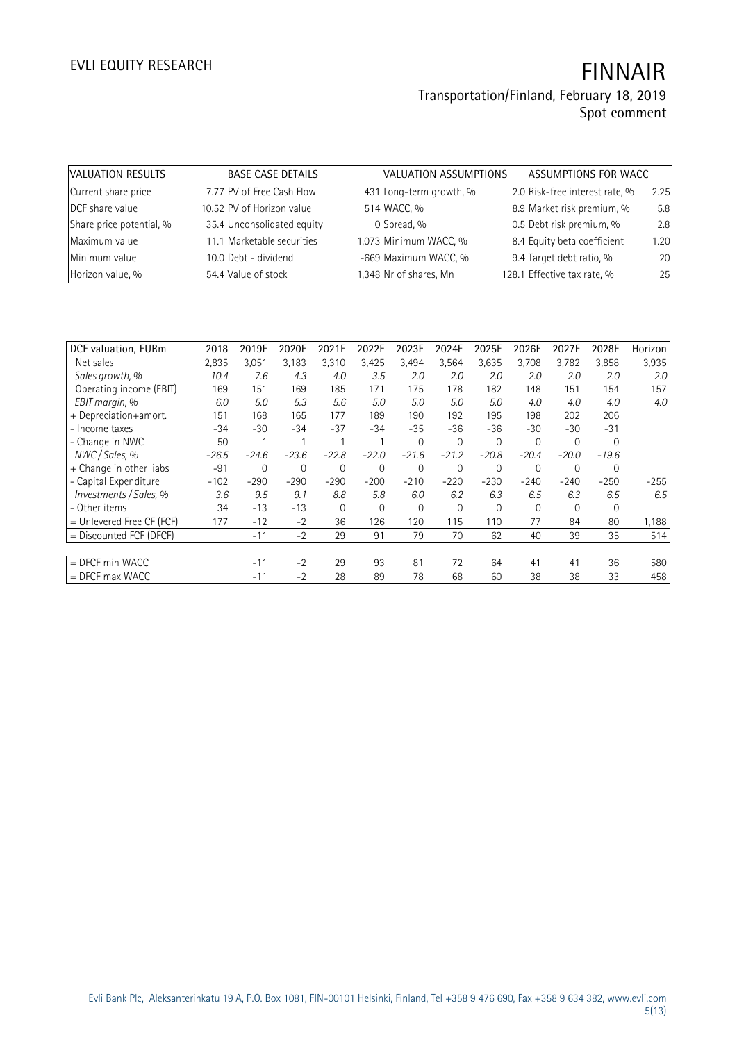# FINNAIR

Transportation/Finland, February 18, 2019
Spot comment

| VALUATION RESULTS | | BASE CASE DETAILS | | VALUATION ASSUMPTIONS | | ASSUMPTIONS FOR WACC | |
|---|---|---|---|---|---|---|---|
| Current share price | 7.77 | PV of Free Cash Flow | 431 | Long-term growth, % | 2.0 | Risk-free interest rate, % | 2.25 |
| DCF share value | 10.52 | PV of Horizon value | 514 | WACC, % | 8.9 | Market risk premium, % | 5.8 |
| Share price potential, % | 35.4 | Unconsolidated equity | 0 | Spread, % | 0.5 | Debt risk premium, % | 2.8 |
| Maximum value | 11.1 | Marketable securities | 1,073 | Minimum WACC, % | 8.4 | Equity beta coefficient | 1.20 |
| Minimum value | 10.0 | Debt - dividend | -669 | Maximum WACC, % | 9.4 | Target debt ratio, % | 20 |
| Horizon value, % | 54.4 | Value of stock | 1,348 | Nr of shares, Mn | 128.1 | Effective tax rate, % | 25 |

| DCF valuation, EURm | 2018 | 2019E | 2020E | 2021E | 2022E | 2023E | 2024E | 2025E | 2026E | 2027E | 2028E | Horizon |
|---|---|---|---|---|---|---|---|---|---|---|---|---|
| Net sales | 2,835 | 3,051 | 3,183 | 3,310 | 3,425 | 3,494 | 3,564 | 3,635 | 3,708 | 3,782 | 3,858 | 3,935 |
| *Sales growth, %* | *10.4* | *7.6* | *4.3* | *4.0* | *3.5* | *2.0* | *2.0* | *2.0* | *2.0* | *2.0* | *2.0* | *2.0* |
| Operating income (EBIT) | 169 | 151 | 169 | 185 | 171 | 175 | 178 | 182 | 148 | 151 | 154 | 157 |
| *EBIT margin, %* | *6.0* | *5.0* | *5.3* | *5.6* | *5.0* | *5.0* | *5.0* | *5.0* | *4.0* | *4.0* | *4.0* | *4.0* |
| + Depreciation+amort. | 151 | 168 | 165 | 177 | 189 | 190 | 192 | 195 | 198 | 202 | 206 | |
| - Income taxes | -34 | -30 | -34 | -37 | -34 | -35 | -36 | -36 | -30 | -30 | -31 | |
| - Change in NWC | 50 | 1 | 1 | 1 | 1 | 0 | 0 | 0 | 0 | 0 | 0 | |
| *NWC / Sales, %* | *-26.5* | *-24.6* | *-23.6* | *-22.8* | *-22.0* | *-21.6* | *-21.2* | *-20.8* | *-20.4* | *-20.0* | *-19.6* | |
| + Change in other liabs | -91 | 0 | 0 | 0 | 0 | 0 | 0 | 0 | 0 | 0 | 0 | |
| - Capital Expenditure | -102 | -290 | -290 | -290 | -200 | -210 | -220 | -230 | -240 | -240 | -250 | -255 |
| *Investments / Sales, %* | *3.6* | *9.5* | *9.1* | *8.8* | *5.8* | *6.0* | *6.2* | *6.3* | *6.5* | *6.3* | *6.5* | *6.5* |
| - Other items | 34 | -13 | -13 | 0 | 0 | 0 | 0 | 0 | 0 | 0 | 0 | |
| = Unlevered Free CF (FCF) | 177 | -12 | -2 | 36 | 126 | 120 | 115 | 110 | 77 | 84 | 80 | 1,188 |
| = Discounted FCF (DFCF) | | -11 | -2 | 29 | 91 | 79 | 70 | 62 | 40 | 39 | 35 | 514 |
| | | | | | | | | | | | | |
| = DFCF min WACC | | -11 | -2 | 29 | 93 | 81 | 72 | 64 | 41 | 41 | 36 | 580 |
| = DFCF max WACC | | -11 | -2 | 28 | 89 | 78 | 68 | 60 | 38 | 38 | 33 | 458 |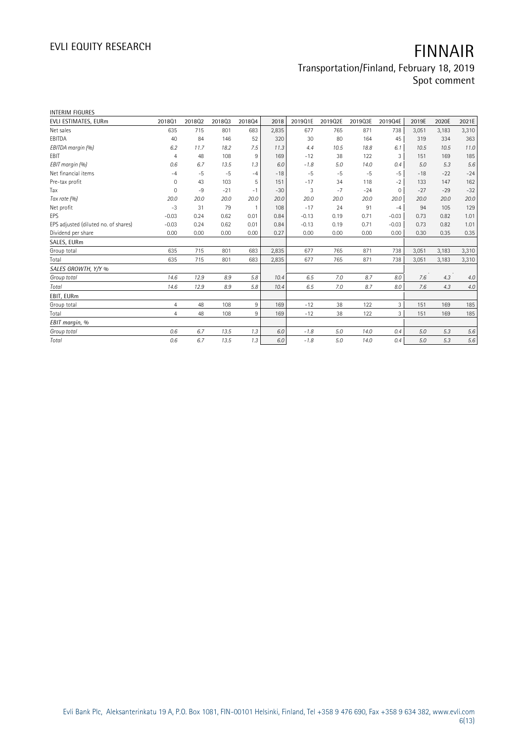INTERIM FIGURES

| EVLI ESTIMATES, EURm | 2018Q1 | 2018Q2 | 2018Q3 | 2018Q4 | 2018 | 2019Q1E | 2019Q2E | 2019Q3E | 2019Q4E | 2019E | 2020E | 2021E |
|---|---|---|---|---|---|---|---|---|---|---|---|---|
| Net sales | 635 | 715 | 801 | 683 | 2,835 | 677 | 765 | 871 | 738 | 3,051 | 3,183 | 3,310 |
| EBITDA | 40 | 84 | 146 | 52 | 320 | 30 | 80 | 164 | 45 | 319 | 334 | 363 |
| *EBITDA margin (%)* | *6.2* | *11.7* | *18.2* | *7.5* | *11.3* | *4.4* | *10.5* | *18.8* | *6.1* | *10.5* | *10.5* | *11.0* |
| EBIT | 4 | 48 | 108 | 9 | 169 | -12 | 38 | 122 | 3 | 151 | 169 | 185 |
| *EBIT margin (%)* | *0.6* | *6.7* | *13.5* | *1.3* | *6.0* | *-1.8* | *5.0* | *14.0* | *0.4* | *5.0* | *5.3* | *5.6* |
| Net financial items | -4 | -5 | -5 | -4 | -18 | -5 | -5 | -5 | -5 | -18 | -22 | -24 |
| Pre-tax profit | 0 | 43 | 103 | 5 | 151 | -17 | 34 | 118 | -2 | 133 | 147 | 162 |
| Tax | 0 | -9 | -21 | -1 | -30 | 3 | -7 | -24 | 0 | -27 | -29 | -32 |
| *Tax rate (%)* | *20.0* | *20.0* | *20.0* | *20.0* | *20.0* | *20.0* | *20.0* | *20.0* | *20.0* | *20.0* | *20.0* | *20.0* |
| Net profit | -3 | 31 | 79 | 1 | 108 | -17 | 24 | 91 | -4 | 94 | 105 | 129 |
| EPS | -0.03 | 0.24 | 0.62 | 0.01 | 0.84 | -0.13 | 0.19 | 0.71 | -0.03 | 0.73 | 0.82 | 1.01 |
| EPS adjusted (diluted no. of shares) | -0.03 | 0.24 | 0.62 | 0.01 | 0.84 | -0.13 | 0.19 | 0.71 | -0.03 | 0.73 | 0.82 | 1.01 |
| Dividend per share | 0.00 | 0.00 | 0.00 | 0.00 | 0.27 | 0.00 | 0.00 | 0.00 | 0.00 | 0.30 | 0.35 | 0.35 |
| SALES, EURm | | | | | | | | | | | | |
| Group total | 635 | 715 | 801 | 683 | 2,835 | 677 | 765 | 871 | 738 | 3,051 | 3,183 | 3,310 |
| Total | 635 | 715 | 801 | 683 | 2,835 | 677 | 765 | 871 | 738 | 3,051 | 3,183 | 3,310 |
| *SALES GROWTH, Y/Y %* | | | | | | | | | | | | |
| *Group total* | *14.6* | *12.9* | *8.9* | *5.8* | *10.4* | *6.5* | *7.0* | *8.7* | *8.0* | *7.6* | *4.3* | *4.0* |
| *Total* | *14.6* | *12.9* | *8.9* | *5.8* | *10.4* | *6.5* | *7.0* | *8.7* | *8.0* | *7.6* | *4.3* | *4.0* |
| EBIT, EURm | | | | | | | | | | | | |
| Group total | 4 | 48 | 108 | 9 | 169 | -12 | 38 | 122 | 3 | 151 | 169 | 185 |
| Total | 4 | 48 | 108 | 9 | 169 | -12 | 38 | 122 | 3 | 151 | 169 | 185 |
| *EBIT margin, %* | | | | | | | | | | | | |
| *Group total* | *0.6* | *6.7* | *13.5* | *1.3* | *6.0* | *-1.8* | *5.0* | *14.0* | *0.4* | *5.0* | *5.3* | *5.6* |
| *Total* | *0.6* | *6.7* | *13.5* | *1.3* | *6.0* | *-1.8* | *5.0* | *14.0* | *0.4* | *5.0* | *5.3* | *5.6* |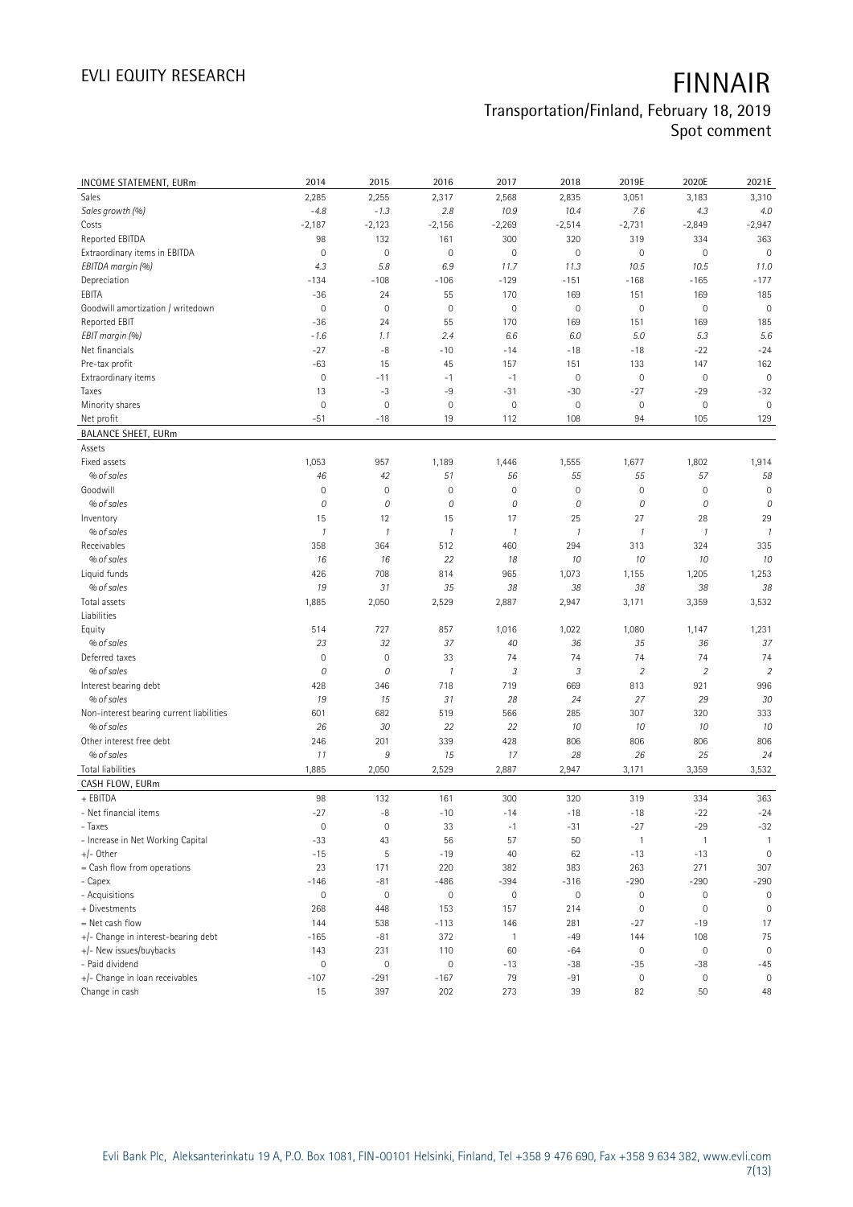| INCOME STATEMENT, EURm | 2014 | 2015 | 2016 | 2017 | 2018 | 2019E | 2020E | 2021E |
|---|---|---|---|---|---|---|---|---|
| Sales | 2,285 | 2,255 | 2,317 | 2,568 | 2,835 | 3,051 | 3,183 | 3,310 |
| *Sales growth (%)* | *-4.8* | *-1.3* | *2.8* | *10.9* | *10.4* | *7.6* | *4.3* | *4.0* |
| Costs | -2,187 | -2,123 | -2,156 | -2,269 | -2,514 | -2,731 | -2,849 | -2,947 |
| Reported EBITDA | 98 | 132 | 161 | 300 | 320 | 319 | 334 | 363 |
| Extraordinary items in EBITDA | 0 | 0 | 0 | 0 | 0 | 0 | 0 | 0 |
| *EBITDA margin (%)* | *4.3* | *5.8* | *6.9* | *11.7* | *11.3* | *10.5* | *10.5* | *11.0* |
| Depreciation | -134 | -108 | -106 | -129 | -151 | -168 | -165 | -177 |
| EBITA | -36 | 24 | 55 | 170 | 169 | 151 | 169 | 185 |
| Goodwill amortization / writedown | 0 | 0 | 0 | 0 | 0 | 0 | 0 | 0 |
| Reported EBIT | -36 | 24 | 55 | 170 | 169 | 151 | 169 | 185 |
| *EBIT margin (%)* | *-1.6* | *1.1* | *2.4* | *6.6* | *6.0* | *5.0* | *5.3* | *5.6* |
| Net financials | -27 | -8 | -10 | -14 | -18 | -18 | -22 | -24 |
| Pre-tax profit | -63 | 15 | 45 | 157 | 151 | 133 | 147 | 162 |
| Extraordinary items | 0 | -11 | -1 | -1 | 0 | 0 | 0 | 0 |
| Taxes | 13 | -3 | -9 | -31 | -30 | -27 | -29 | -32 |
| Minority shares | 0 | 0 | 0 | 0 | 0 | 0 | 0 | 0 |
| Net profit | -51 | -18 | 19 | 112 | 108 | 94 | 105 | 129 |
| **BALANCE SHEET, EURm** | | | | | | | | |
| Assets | | | | | | | | |
| Fixed assets | 1,053 | 957 | 1,189 | 1,446 | 1,555 | 1,677 | 1,802 | 1,914 |
| *% of sales* | *46* | *42* | *51* | *56* | *55* | *55* | *57* | *58* |
| Goodwill | 0 | 0 | 0 | 0 | 0 | 0 | 0 | 0 |
| *% of sales* | *0* | *0* | *0* | *0* | *0* | *0* | *0* | *0* |
| Inventory | 15 | 12 | 15 | 17 | 25 | 27 | 28 | 29 |
| *% of sales* | *1* | *1* | *1* | *1* | *1* | *1* | *1* | *1* |
| Receivables | 358 | 364 | 512 | 460 | 294 | 313 | 324 | 335 |
| *% of sales* | *16* | *16* | *22* | *18* | *10* | *10* | *10* | *10* |
| Liquid funds | 426 | 708 | 814 | 965 | 1,073 | 1,155 | 1,205 | 1,253 |
| *% of sales* | *19* | *31* | *35* | *38* | *38* | *38* | *38* | *38* |
| Total assets | 1,885 | 2,050 | 2,529 | 2,887 | 2,947 | 3,171 | 3,359 | 3,532 |
| Liabilities | | | | | | | | |
| Equity | 514 | 727 | 857 | 1,016 | 1,022 | 1,080 | 1,147 | 1,231 |
| *% of sales* | *23* | *32* | *37* | *40* | *36* | *35* | *36* | *37* |
| Deferred taxes | 0 | 0 | 33 | 74 | 74 | 74 | 74 | 74 |
| *% of sales* | *0* | *0* | *1* | *3* | *3* | *2* | *2* | *2* |
| Interest bearing debt | 428 | 346 | 718 | 719 | 669 | 813 | 921 | 996 |
| *% of sales* | *19* | *15* | *31* | *28* | *24* | *27* | *29* | *30* |
| Non-interest bearing current liabilities | 601 | 682 | 519 | 566 | 285 | 307 | 320 | 333 |
| *% of sales* | *26* | *30* | *22* | *22* | *10* | *10* | *10* | *10* |
| Other interest free debt | 246 | 201 | 339 | 428 | 806 | 806 | 806 | 806 |
| *% of sales* | *11* | *9* | *15* | *17* | *28* | *26* | *25* | *24* |
| Total liabilities | 1,885 | 2,050 | 2,529 | 2,887 | 2,947 | 3,171 | 3,359 | 3,532 |
| **CASH FLOW, EURm** | | | | | | | | |
| + EBITDA | 98 | 132 | 161 | 300 | 320 | 319 | 334 | 363 |
| - Net financial items | -27 | -8 | -10 | -14 | -18 | -18 | -22 | -24 |
| - Taxes | 0 | 0 | 33 | -1 | -31 | -27 | -29 | -32 |
| - Increase in Net Working Capital | -33 | 43 | 56 | 57 | 50 | 1 | 1 | 1 |
| +/- Other | -15 | 5 | -19 | 40 | 62 | -13 | -13 | 0 |
| = Cash flow from operations | 23 | 171 | 220 | 382 | 383 | 263 | 271 | 307 |
| - Capex | -146 | -81 | -486 | -394 | -316 | -290 | -290 | -290 |
| - Acquisitions | 0 | 0 | 0 | 0 | 0 | 0 | 0 | 0 |
| + Divestments | 268 | 448 | 153 | 157 | 214 | 0 | 0 | 0 |
| = Net cash flow | 144 | 538 | -113 | 146 | 281 | -27 | -19 | 17 |
| +/- Change in interest-bearing debt | -165 | -81 | 372 | 1 | -49 | 144 | 108 | 75 |
| +/- New issues/buybacks | 143 | 231 | 110 | 60 | -64 | 0 | 0 | 0 |
| - Paid dividend | 0 | 0 | 0 | -13 | -38 | -35 | -38 | -45 |
| +/- Change in loan receivables | -107 | -291 | -167 | 79 | -91 | 0 | 0 | 0 |
| Change in cash | 15 | 397 | 202 | 273 | 39 | 82 | 50 | 48 |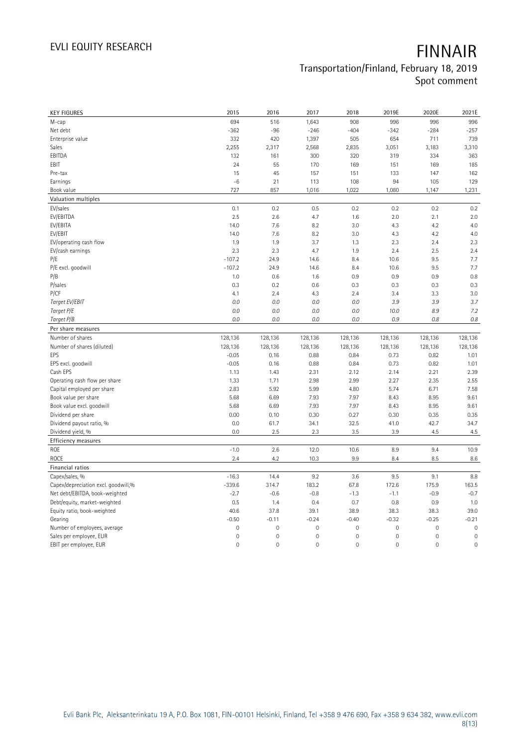| KEY FIGURES | 2015 | 2016 | 2017 | 2018 | 2019E | 2020E | 2021E |
|---|---|---|---|---|---|---|---|
| M-cap | 694 | 516 | 1,643 | 908 | 996 | 996 | 996 |
| Net debt | -362 | -96 | -246 | -404 | -342 | -284 | -257 |
| Enterprise value | 332 | 420 | 1,397 | 505 | 654 | 711 | 739 |
| Sales | 2,255 | 2,317 | 2,568 | 2,835 | 3,051 | 3,183 | 3,310 |
| EBITDA | 132 | 161 | 300 | 320 | 319 | 334 | 363 |
| EBIT | 24 | 55 | 170 | 169 | 151 | 169 | 185 |
| Pre-tax | 15 | 45 | 157 | 151 | 133 | 147 | 162 |
| Earnings | -6 | 21 | 113 | 108 | 94 | 105 | 129 |
| Book value | 727 | 857 | 1,016 | 1,022 | 1,080 | 1,147 | 1,231 |
| **Valuation multiples** | | | | | | | |
| EV/sales | 0.1 | 0.2 | 0.5 | 0.2 | 0.2 | 0.2 | 0.2 |
| EV/EBITDA | 2.5 | 2.6 | 4.7 | 1.6 | 2.0 | 2.1 | 2.0 |
| EV/EBITA | 14.0 | 7.6 | 8.2 | 3.0 | 4.3 | 4.2 | 4.0 |
| EV/EBIT | 14.0 | 7.6 | 8.2 | 3.0 | 4.3 | 4.2 | 4.0 |
| EV/operating cash flow | 1.9 | 1.9 | 3.7 | 1.3 | 2.3 | 2.4 | 2.3 |
| EV/cash earnings | 2.3 | 2.3 | 4.7 | 1.9 | 2.4 | 2.5 | 2.4 |
| P/E | -107.2 | 24.9 | 14.6 | 8.4 | 10.6 | 9.5 | 7.7 |
| P/E excl. goodwill | -107.2 | 24.9 | 14.6 | 8.4 | 10.6 | 9.5 | 7.7 |
| P/B | 1.0 | 0.6 | 1.6 | 0.9 | 0.9 | 0.9 | 0.8 |
| P/sales | 0.3 | 0.2 | 0.6 | 0.3 | 0.3 | 0.3 | 0.3 |
| P/CF | 4.1 | 2.4 | 4.3 | 2.4 | 3.4 | 3.3 | 3.0 |
| *Target EV/EBIT* | *0.0* | *0.0* | *0.0* | *0.0* | *3.9* | *3.9* | *3.7* |
| *Target P/E* | *0.0* | *0.0* | *0.0* | *0.0* | *10.0* | *8.9* | *7.2* |
| *Target P/B* | *0.0* | *0.0* | *0.0* | *0.0* | *0.9* | *0.8* | *0.8* |
| **Per share measures** | | | | | | | |
| Number of shares | 128,136 | 128,136 | 128,136 | 128,136 | 128,136 | 128,136 | 128,136 |
| Number of shares (diluted) | 128,136 | 128,136 | 128,136 | 128,136 | 128,136 | 128,136 | 128,136 |
| EPS | -0.05 | 0.16 | 0.88 | 0.84 | 0.73 | 0.82 | 1.01 |
| EPS excl. goodwill | -0.05 | 0.16 | 0.88 | 0.84 | 0.73 | 0.82 | 1.01 |
| Cash EPS | 1.13 | 1.43 | 2.31 | 2.12 | 2.14 | 2.21 | 2.39 |
| Operating cash flow per share | 1.33 | 1.71 | 2.98 | 2.99 | 2.27 | 2.35 | 2.55 |
| Capital employed per share | 2.83 | 5.92 | 5.99 | 4.80 | 5.74 | 6.71 | 7.58 |
| Book value per share | 5.68 | 6.69 | 7.93 | 7.97 | 8.43 | 8.95 | 9.61 |
| Book value excl. goodwill | 5.68 | 6.69 | 7.93 | 7.97 | 8.43 | 8.95 | 9.61 |
| Dividend per share | 0.00 | 0.10 | 0.30 | 0.27 | 0.30 | 0.35 | 0.35 |
| Dividend payout ratio, % | 0.0 | 61.7 | 34.1 | 32.5 | 41.0 | 42.7 | 34.7 |
| Dividend yield, % | 0.0 | 2.5 | 2.3 | 3.5 | 3.9 | 4.5 | 4.5 |
| **Efficiency measures** | | | | | | | |
| ROE | -1.0 | 2.6 | 12.0 | 10.6 | 8.9 | 9.4 | 10.9 |
| ROCE | 2.4 | 4.2 | 10.3 | 9.9 | 8.4 | 8.5 | 8.6 |
| **Financial ratios** | | | | | | | |
| Capex/sales, % | -16.3 | 14.4 | 9.2 | 3.6 | 9.5 | 9.1 | 8.8 |
| Capex/depreciation excl. goodwill,% | -339.6 | 314.7 | 183.2 | 67.8 | 172.6 | 175.9 | 163.5 |
| Net debt/EBITDA, book-weighted | -2.7 | -0.6 | -0.8 | -1.3 | -1.1 | -0.9 | -0.7 |
| Debt/equity, market-weighted | 0.5 | 1.4 | 0.4 | 0.7 | 0.8 | 0.9 | 1.0 |
| Equity ratio, book-weighted | 40.6 | 37.8 | 39.1 | 38.9 | 38.3 | 38.3 | 39.0 |
| Gearing | -0.50 | -0.11 | -0.24 | -0.40 | -0.32 | -0.25 | -0.21 |
| Number of employees, average | 0 | 0 | 0 | 0 | 0 | 0 | 0 |
| Sales per employee, EUR | 0 | 0 | 0 | 0 | 0 | 0 | 0 |
| EBIT per employee, EUR | 0 | 0 | 0 | 0 | 0 | 0 | 0 |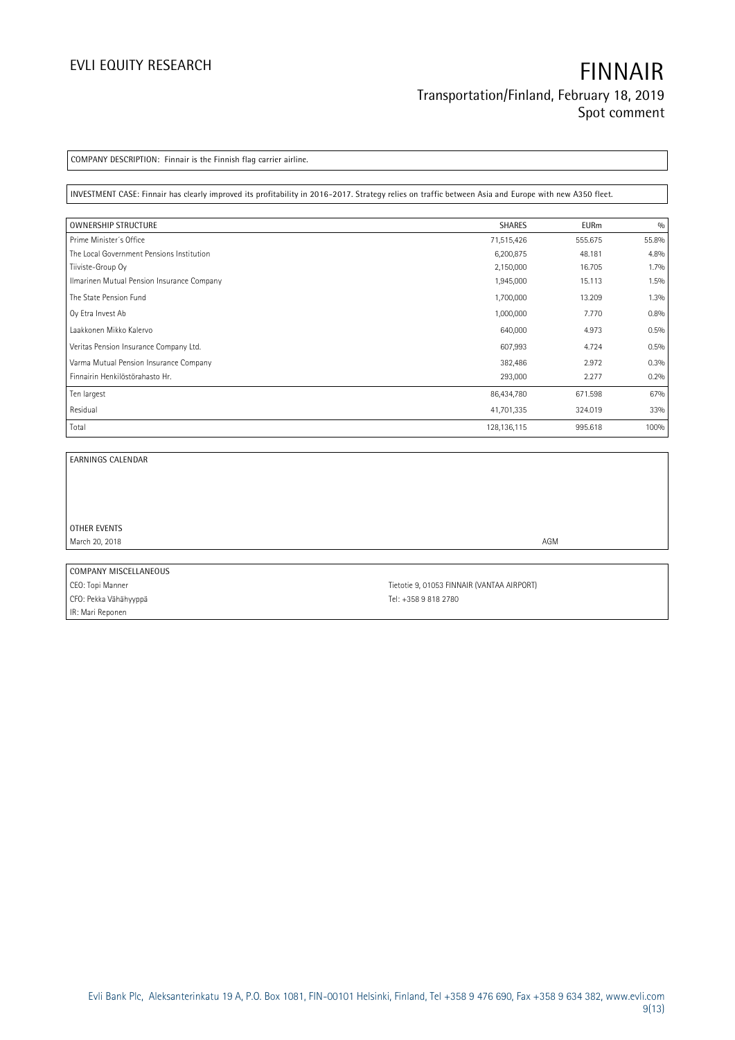COMPANY DESCRIPTION: Finnair is the Finnish flag carrier airline.

INVESTMENT CASE: Finnair has clearly improved its profitability in 2016-2017. Strategy relies on traffic between Asia and Europe with new A350 fleet.

| OWNERSHIP STRUCTURE | SHARES | EURm | % |
|---|---|---|---|
| Prime Minister's Office | 71,515,426 | 555.675 | 55.8% |
| The Local Government Pensions Institution | 6,200,875 | 48.181 | 4.8% |
| Tiiviste-Group Oy | 2,150,000 | 16.705 | 1.7% |
| Ilmarinen Mutual Pension Insurance Company | 1,945,000 | 15.113 | 1.5% |
| The State Pension Fund | 1,700,000 | 13.209 | 1.3% |
| Oy Etra Invest Ab | 1,000,000 | 7.770 | 0.8% |
| Laakkonen Mikko Kalervo | 640,000 | 4.973 | 0.5% |
| Veritas Pension Insurance Company Ltd. | 607,993 | 4.724 | 0.5% |
| Varma Mutual Pension Insurance Company | 382,486 | 2.972 | 0.3% |
| Finnairin Henkilöstörahasto Hr. | 293,000 | 2.277 | 0.2% |
| Ten largest | 86,434,780 | 671.598 | 67% |
| Residual | 41,701,335 | 324.019 | 33% |
| Total | 128,136,115 | 995.618 | 100% |

EARNINGS CALENDAR

OTHER EVENTS

| | |
|---|---|
| March 20, 2018 | AGM |

COMPANY MISCELLANEOUS

| | |
|---|---|
| CEO: Topi Manner | Tietotie 9, 01053 FINNAIR (VANTAA AIRPORT) |
| CFO: Pekka Vähähyyppä | Tel: +358 9 818 2780 |
| IR: Mari Reponen | |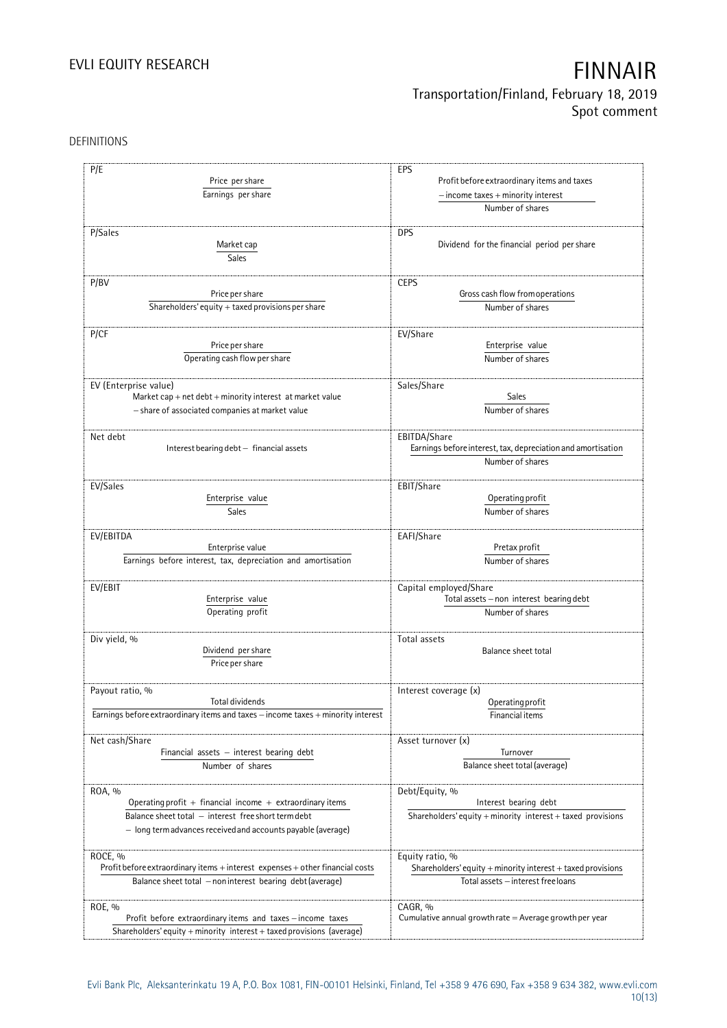DEFINITIONS

| | |
|---|---|
| **P/E**<br>$$\frac{\text{Price per share}}{\text{Earnings per share}}$$ | **EPS**<br>$$\frac{\text{Profit before extraordinary items and taxes} - \text{income taxes} + \text{minority interest}}{\text{Number of shares}}$$ |
| **P/Sales**<br>$$\frac{\text{Market cap}}{\text{Sales}}$$ | **DPS**<br>Dividend for the financial period per share |
| **P/BV**<br>$$\frac{\text{Price per share}}{\text{Shareholders' equity} + \text{taxed provisions per share}}$$ | **CEPS**<br>$$\frac{\text{Gross cash flow from operations}}{\text{Number of shares}}$$ |
| **P/CF**<br>$$\frac{\text{Price per share}}{\text{Operating cash flow per share}}$$ | **EV/Share**<br>$$\frac{\text{Enterprise value}}{\text{Number of shares}}$$ |
| **EV (Enterprise value)**<br>Market cap + net debt + minority interest at market value − share of associated companies at market value | **Sales/Share**<br>$$\frac{\text{Sales}}{\text{Number of shares}}$$ |
| **Net debt**<br>Interest bearing debt − financial assets | **EBITDA/Share**<br>$$\frac{\text{Earnings before interest, tax, depreciation and amortisation}}{\text{Number of shares}}$$ |
| **EV/Sales**<br>$$\frac{\text{Enterprise value}}{\text{Sales}}$$ | **EBIT/Share**<br>$$\frac{\text{Operating profit}}{\text{Number of shares}}$$ |
| **EV/EBITDA**<br>$$\frac{\text{Enterprise value}}{\text{Earnings before interest, tax, depreciation and amortisation}}$$ | **EAFI/Share**<br>$$\frac{\text{Pretax profit}}{\text{Number of shares}}$$ |
| **EV/EBIT**<br>$$\frac{\text{Enterprise value}}{\text{Operating profit}}$$ | **Capital employed/Share**<br>$$\frac{\text{Total assets} - \text{non interest bearing debt}}{\text{Number of shares}}$$ |
| **Div yield, %**<br>$$\frac{\text{Dividend per share}}{\text{Price per share}}$$ | **Total assets**<br>Balance sheet total |
| **Payout ratio, %**<br>$$\frac{\text{Total dividends}}{\text{Earnings before extraordinary items and taxes} - \text{income taxes} + \text{minority interest}}$$ | **Interest coverage (x)**<br>$$\frac{\text{Operating profit}}{\text{Financial items}}$$ |
| **Net cash/Share**<br>$$\frac{\text{Financial assets} - \text{interest bearing debt}}{\text{Number of shares}}$$ | **Asset turnover (x)**<br>$$\frac{\text{Turnover}}{\text{Balance sheet total (average)}}$$ |
| **ROA, %**<br>$$\frac{\text{Operating profit} + \text{financial income} + \text{extraordinary items}}{\text{Balance sheet total} - \text{interest free short term debt} - \text{long term advances received and accounts payable (average)}}$$ | **Debt/Equity, %**<br>$$\frac{\text{Interest bearing debt}}{\text{Shareholders' equity} + \text{minority interest} + \text{taxed provisions}}$$ |
| **ROCE, %**<br>$$\frac{\text{Profit before extraordinary items} + \text{interest expenses} + \text{other financial costs}}{\text{Balance sheet total} - \text{non interest bearing debt (average)}}$$ | **Equity ratio, %**<br>$$\frac{\text{Shareholders' equity} + \text{minority interest} + \text{taxed provisions}}{\text{Total assets} - \text{interest free loans}}$$ |
| **ROE, %**<br>$$\frac{\text{Profit before extraordinary items and taxes} - \text{income taxes}}{\text{Shareholders' equity} + \text{minority interest} + \text{taxed provisions (average)}}$$ | **CAGR, %**<br>Cumulative annual growth rate = Average growth per year |

Evli Bank Plc, Aleksanterinkatu 19 A, P.O. Box 1081, FIN-00101 Helsinki, Finland, Tel +358 9 476 690, Fax +358 9 634 382, www.evli.com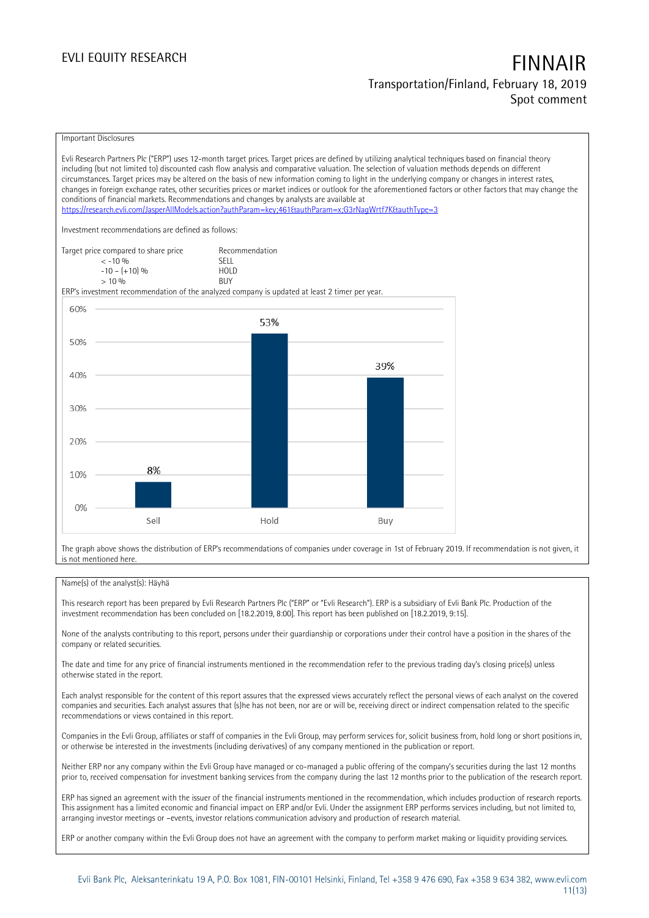### Important Disclosures

Evli Research Partners Plc ("ERP") uses 12-month target prices. Target prices are defined by utilizing analytical techniques based on financial theory including (but not limited to) discounted cash flow analysis and comparative valuation. The selection of valuation methods depends on different circumstances. Target prices may be altered on the basis of new information coming to light in the underlying company or changes in interest rates, changes in foreign exchange rates, other securities prices or market indices or outlook for the aforementioned factors or other factors that may change the conditions of financial markets. Recommendations and changes by analysts are available at https://research.evli.com/JasperAllModels.action?authParam=key;461&authParam=x;G3rNagWrtf7K&authType=3

Investment recommendations are defined as follows:

| Target price compared to share price | Recommendation |
|---|---|
| < -10 % | SELL |
| -10 – (+10) % | HOLD |
| > 10 % | BUY |

ERP's investment recommendation of the analyzed company is updated at least 2 timer per year.

| | Sell | Hold | Buy |
|---|---|---|---|
| Share | 8% | 53% | 39% |

The graph above shows the distribution of ERP's recommendations of companies under coverage in 1st of February 2019. If recommendation is not given, it is not mentioned here.

Name(s) of the analyst(s): Häyhä

This research report has been prepared by Evli Research Partners Plc ("ERP" or "Evli Research"). ERP is a subsidiary of Evli Bank Plc. Production of the investment recommendation has been concluded on [18.2.2019, 8:00]. This report has been published on [18.2.2019, 9:15].

None of the analysts contributing to this report, persons under their guardianship or corporations under their control have a position in the shares of the company or related securities.

The date and time for any price of financial instruments mentioned in the recommendation refer to the previous trading day's closing price(s) unless otherwise stated in the report.

Each analyst responsible for the content of this report assures that the expressed views accurately reflect the personal views of each analyst on the covered companies and securities. Each analyst assures that (s)he has not been, nor are or will be, receiving direct or indirect compensation related to the specific recommendations or views contained in this report.

Companies in the Evli Group, affiliates or staff of companies in the Evli Group, may perform services for, solicit business from, hold long or short positions in, or otherwise be interested in the investments (including derivatives) of any company mentioned in the publication or report.

Neither ERP nor any company within the Evli Group have managed or co-managed a public offering of the company's securities during the last 12 months prior to, received compensation for investment banking services from the company during the last 12 months prior to the publication of the research report.

ERP has signed an agreement with the issuer of the financial instruments mentioned in the recommendation, which includes production of research reports. This assignment has a limited economic and financial impact on ERP and/or Evli. Under the assignment ERP performs services including, but not limited to, arranging investor meetings or –events, investor relations communication advisory and production of research material.

ERP or another company within the Evli Group does not have an agreement with the company to perform market making or liquidity providing services.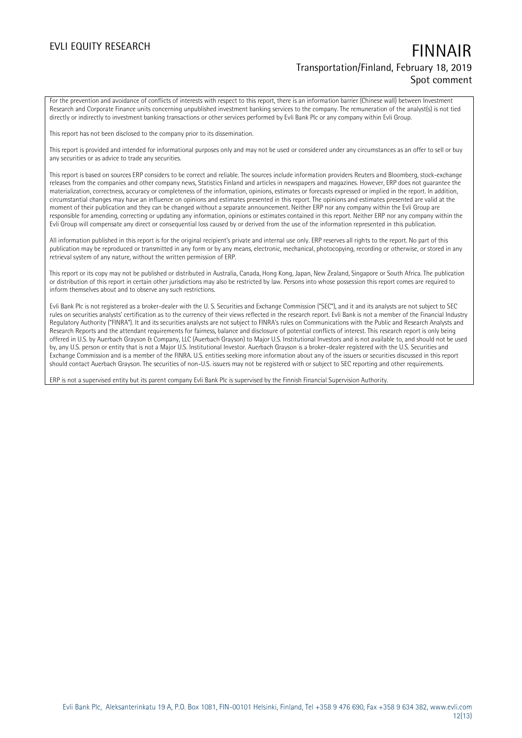For the prevention and avoidance of conflicts of interests with respect to this report, there is an information barrier (Chinese wall) between Investment Research and Corporate Finance units concerning unpublished investment banking services to the company. The remuneration of the analyst(s) is not tied directly or indirectly to investment banking transactions or other services performed by Evli Bank Plc or any company within Evli Group.

This report has not been disclosed to the company prior to its dissemination.

This report is provided and intended for informational purposes only and may not be used or considered under any circumstances as an offer to sell or buy any securities or as advice to trade any securities.

This report is based on sources ERP considers to be correct and reliable. The sources include information providers Reuters and Bloomberg, stock-exchange releases from the companies and other company news, Statistics Finland and articles in newspapers and magazines. However, ERP does not guarantee the materialization, correctness, accuracy or completeness of the information, opinions, estimates or forecasts expressed or implied in the report. In addition, circumstantial changes may have an influence on opinions and estimates presented in this report. The opinions and estimates presented are valid at the moment of their publication and they can be changed without a separate announcement. Neither ERP nor any company within the Evli Group are responsible for amending, correcting or updating any information, opinions or estimates contained in this report. Neither ERP nor any company within the Evli Group will compensate any direct or consequential loss caused by or derived from the use of the information represented in this publication.

All information published in this report is for the original recipient's private and internal use only. ERP reserves all rights to the report. No part of this publication may be reproduced or transmitted in any form or by any means, electronic, mechanical, photocopying, recording or otherwise, or stored in any retrieval system of any nature, without the written permission of ERP.

This report or its copy may not be published or distributed in Australia, Canada, Hong Kong, Japan, New Zealand, Singapore or South Africa. The publication or distribution of this report in certain other jurisdictions may also be restricted by law. Persons into whose possession this report comes are required to inform themselves about and to observe any such restrictions.

Evli Bank Plc is not registered as a broker-dealer with the U. S. Securities and Exchange Commission ("SEC"), and it and its analysts are not subject to SEC rules on securities analysts' certification as to the currency of their views reflected in the research report. Evli Bank is not a member of the Financial Industry Regulatory Authority ("FINRA"). It and its securities analysts are not subject to FINRA's rules on Communications with the Public and Research Analysts and Research Reports and the attendant requirements for fairness, balance and disclosure of potential conflicts of interest. This research report is only being offered in U.S. by Auerbach Grayson & Company, LLC (Auerbach Grayson) to Major U.S. Institutional Investors and is not available to, and should not be used by, any U.S. person or entity that is not a Major U.S. Institutional Investor. Auerbach Grayson is a broker-dealer registered with the U.S. Securities and Exchange Commission and is a member of the FINRA. U.S. entities seeking more information about any of the issuers or securities discussed in this report should contact Auerbach Grayson. The securities of non-U.S. issuers may not be registered with or subject to SEC reporting and other requirements.

ERP is not a supervised entity but its parent company Evli Bank Plc is supervised by the Finnish Financial Supervision Authority.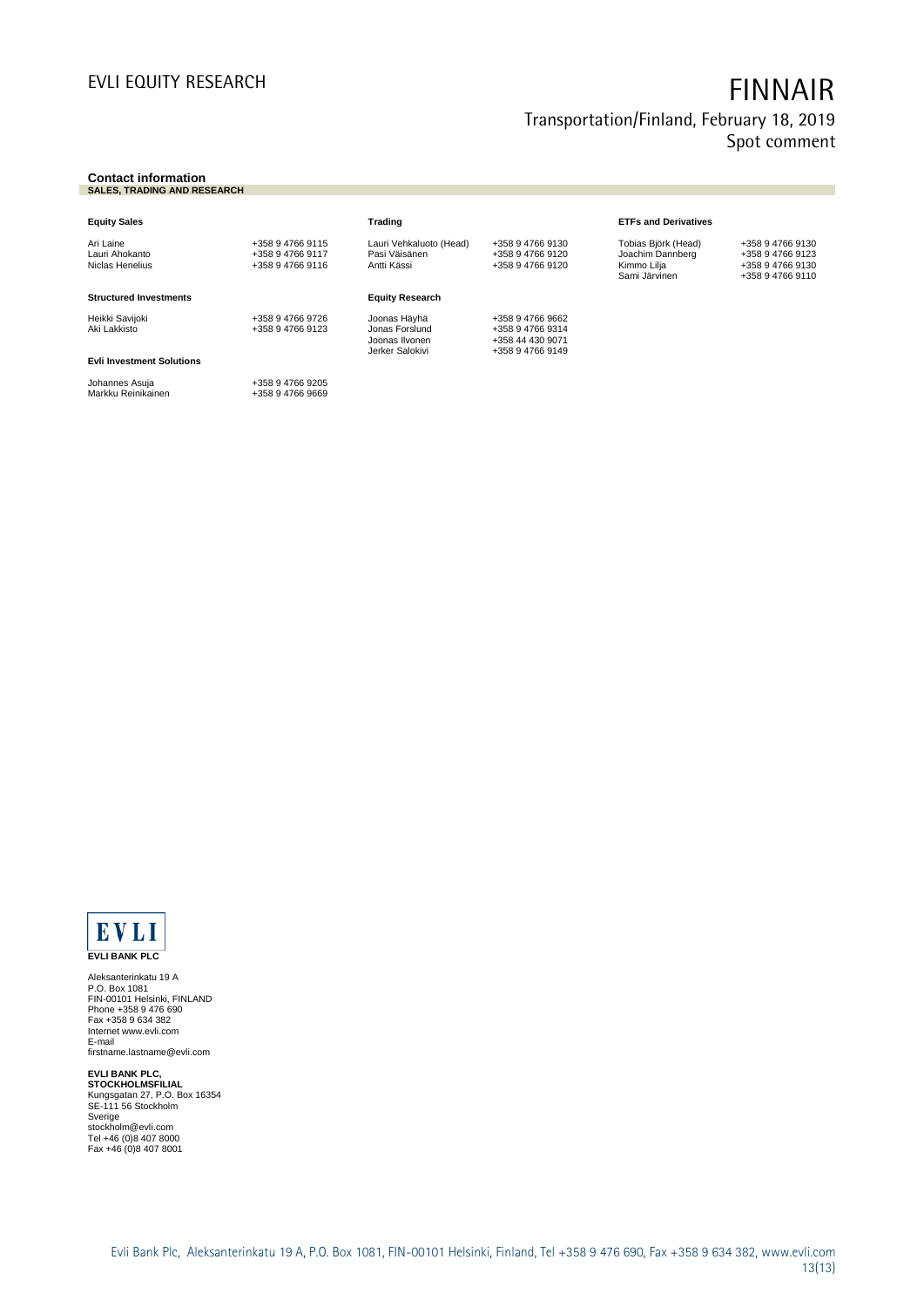## Contact information

**SALES, TRADING AND RESEARCH**

**Equity Sales**

| | |
|---|---|
| Ari Laine | +358 9 4766 9115 |
| Lauri Ahokanto | +358 9 4766 9117 |
| Niclas Henelius | +358 9 4766 9116 |

**Structured Investments**

| | |
|---|---|
| Heikki Savijoki | +358 9 4766 9726 |
| Aki Lakkisto | +358 9 4766 9123 |

**Evli Investment Solutions**

| | |
|---|---|
| Johannes Asuja | +358 9 4766 9205 |
| Markku Reinikainen | +358 9 4766 9669 |

**Trading**

| | |
|---|---|
| Lauri Vehkaluoto (Head) | +358 9 4766 9130 |
| Pasi Väisänen | +358 9 4766 9120 |
| Antti Kässi | +358 9 4766 9120 |

**Equity Research**

| | |
|---|---|
| Joonas Häyhä | +358 9 4766 9662 |
| Jonas Forslund | +358 9 4766 9314 |
| Joonas Ilvonen | +358 44 430 9071 |
| Jerker Salokivi | +358 9 4766 9149 |

**ETFs and Derivatives**

| | |
|---|---|
| Tobias Björk (Head) | +358 9 4766 9130 |
| Joachim Dannberg | +358 9 4766 9123 |
| Kimmo Lilja | +358 9 4766 9130 |
| Sami Järvinen | +358 9 4766 9110 |

EVLI

**EVLI BANK PLC**

Aleksanterinkatu 19 A
P.O. Box 1081
FIN-00101 Helsinki, FINLAND
Phone +358 9 476 690
Fax +358 9 634 382
Internet www.evli.com
E-mail
firstname.lastname@evli.com

**EVLI BANK PLC,**
**STOCKHOLMSFILIAL**
Kungsgatan 27, P.O. Box 16354
SE-111 56 Stockholm
Sverige
stockholm@evli.com
Tel +46 (0)8 407 8000
Fax +46 (0)8 407 8001